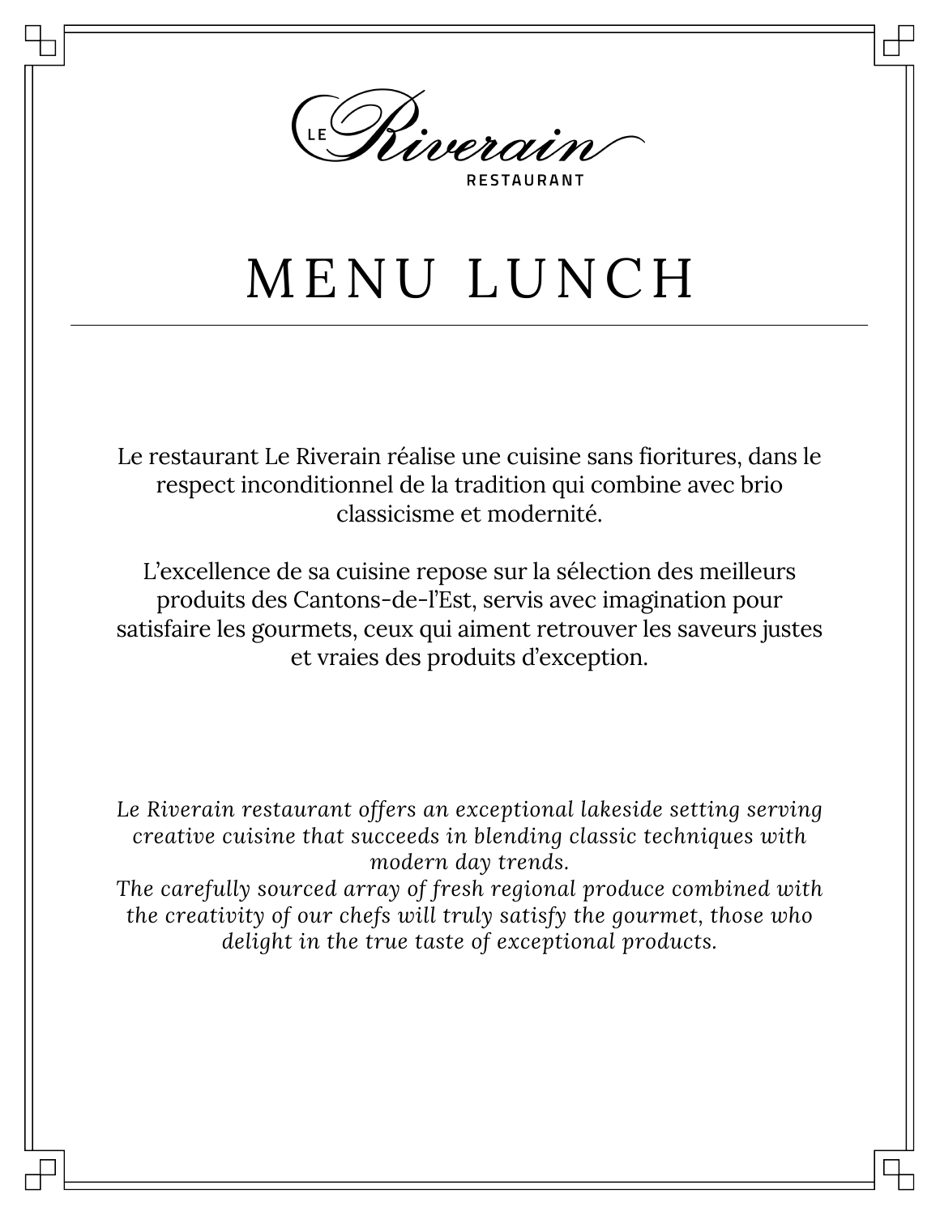LE Riverain

RESTAURANT

# MENU LUNCH

---

Le restaurant Le Riverain réalise une cuisine sans fioritures, dans le respect inconditionnel de la tradition qui combine avec brio classicisme et modernité.

L'excellence de sa cuisine repose sur la sélection des meilleurs produits des Cantons-de-l'Est, servis avec imagination pour satisfaire les gourmets, ceux qui aiment retrouver les saveurs justes et vraies des produits d'exception.

*Le Riverain restaurant offers an exceptional lakeside setting serving creative cuisine that succeeds in blending classic techniques with modern day trends.*
*The carefully sourced array of fresh regional produce combined with the creativity of our chefs will truly satisfy the gourmet, those who delight in the true taste of exceptional products.*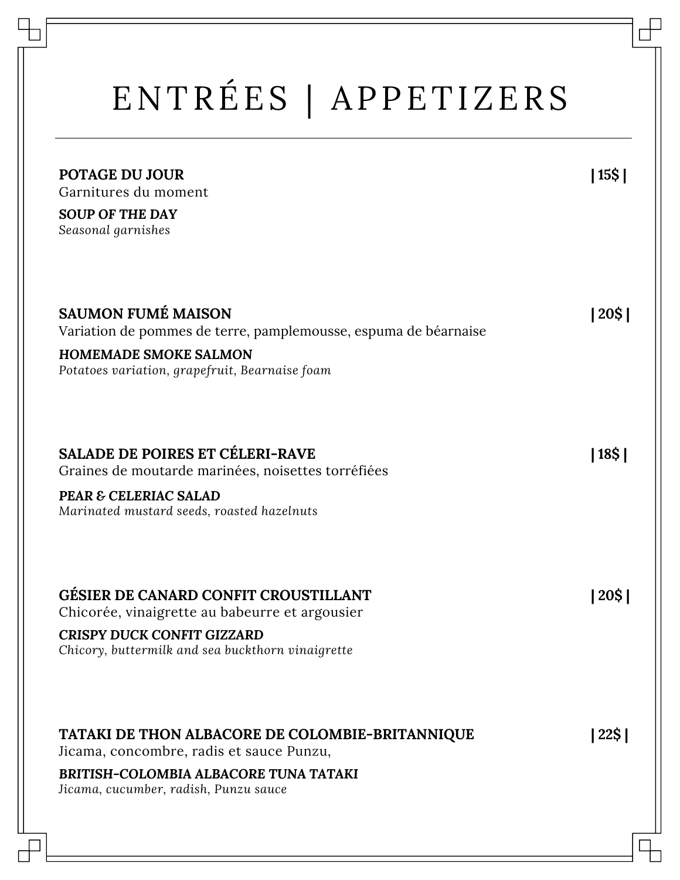# ENTRÉES | APPETIZERS

**POTAGE DU JOUR** **| 15$ |**
Garnitures du moment

**SOUP OF THE DAY**
*Seasonal garnishes*

**SAUMON FUMÉ MAISON** **| 20$ |**
Variation de pommes de terre, pamplemousse, espuma de béarnaise

**HOMEMADE SMOKE SALMON**
*Potatoes variation, grapefruit, Bearnaise foam*

**SALADE DE POIRES ET CÉLERI-RAVE** **| 18$ |**
Graines de moutarde marinées, noisettes torréfiées

**PEAR & CELERIAC SALAD**
*Marinated mustard seeds, roasted hazelnuts*

**GÉSIER DE CANARD CONFIT CROUSTILLANT** **| 20$ |**
Chicorée, vinaigrette au babeurre et argousier

**CRISPY DUCK CONFIT GIZZARD**
*Chicory, buttermilk and sea buckthorn vinaigrette*

**TATAKI DE THON ALBACORE DE COLOMBIE-BRITANNIQUE** **| 22$ |**
Jicama, concombre, radis et sauce Punzu,

**BRITISH-COLOMBIA ALBACORE TUNA TATAKI**
*Jicama, cucumber, radish, Punzu sauce*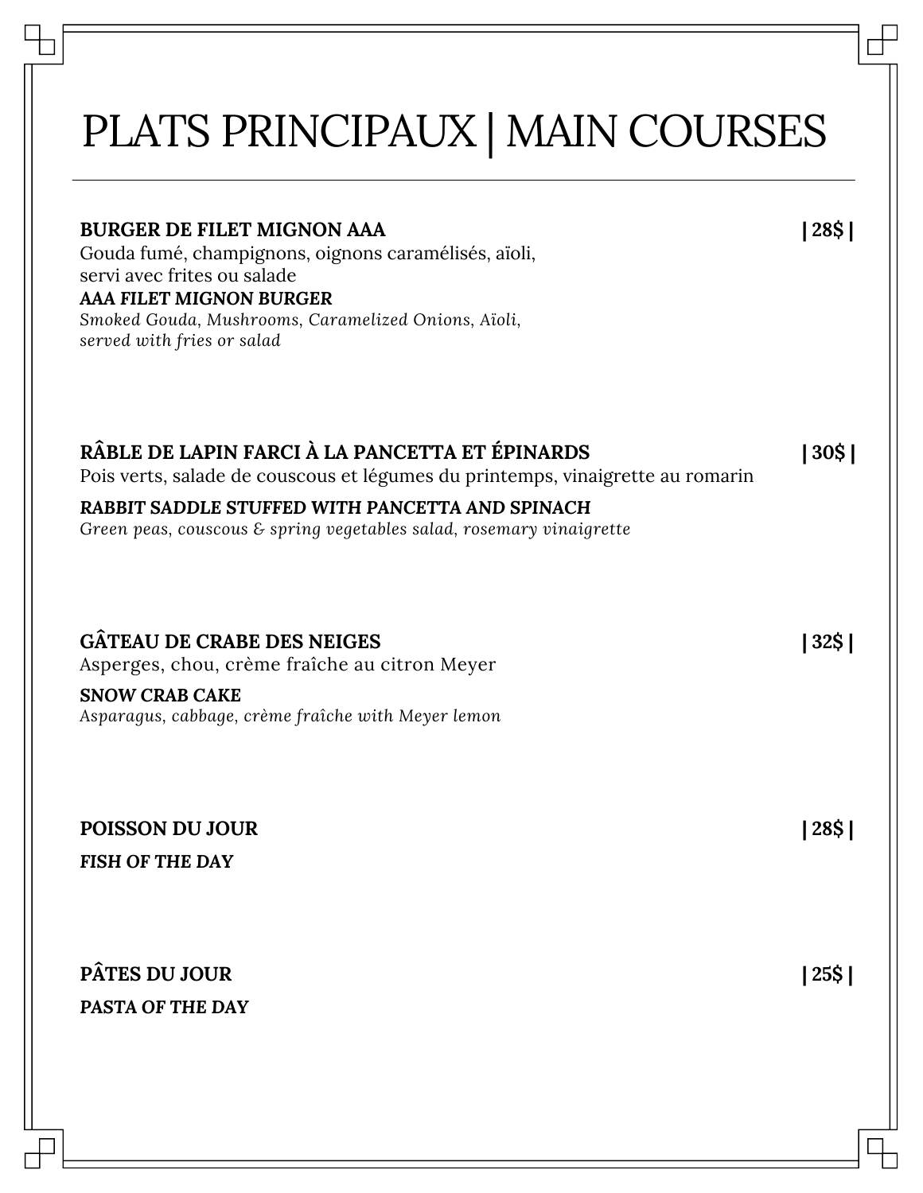# PLATS PRINCIPAUX | MAIN COURSES

**BURGER DE FILET MIGNON AAA** | 28$ |
Gouda fumé, champignons, oignons caramélisés, aïoli,
servi avec frites ou salade
***AAA FILET MIGNON BURGER***
*Smoked Gouda, Mushrooms, Caramelized Onions, Aïoli,*
*served with fries or salad*

**RÂBLE DE LAPIN FARCI À LA PANCETTA ET ÉPINARDS** | 30$ |
Pois verts, salade de couscous et légumes du printemps, vinaigrette au romarin

**RABBIT SADDLE STUFFED WITH PANCETTA AND SPINACH**
*Green peas, couscous & spring vegetables salad, rosemary vinaigrette*

**GÂTEAU DE CRABE DES NEIGES** | 32$ |
Asperges, chou, crème fraîche au citron Meyer

**SNOW CRAB CAKE**
*Asparagus, cabbage, crème fraîche with Meyer lemon*

**POISSON DU JOUR** | 28$ |

***FISH OF THE DAY***

**PÂTES DU JOUR** | 25$ |

**PASTA OF THE DAY**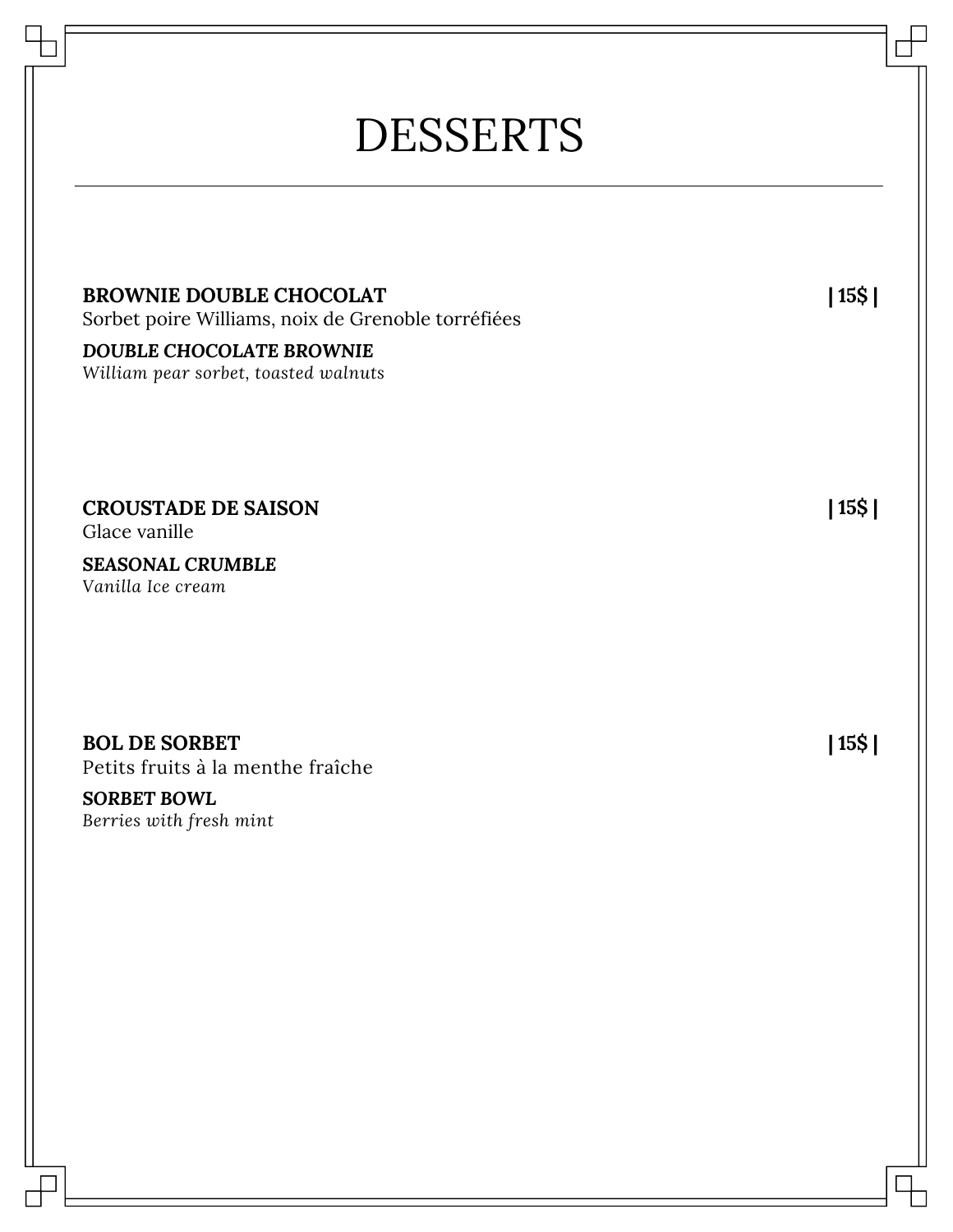# DESSERTS

**BROWNIE DOUBLE CHOCOLAT** **| 15$ |**
Sorbet poire Williams, noix de Grenoble torréfiées

**DOUBLE CHOCOLATE BROWNIE**
*William pear sorbet, toasted walnuts*

**CROUSTADE DE SAISON** **| 15$ |**
Glace vanille

**SEASONAL CRUMBLE**
*Vanilla Ice cream*

**BOL DE SORBET** **| 15$ |**
Petits fruits à la menthe fraîche

**SORBET BOWL**
*Berries with fresh mint*